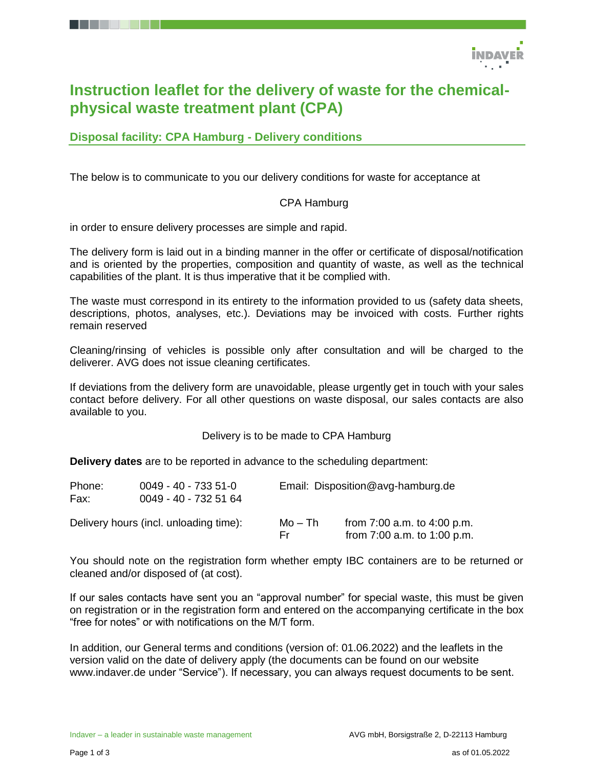# Instruction leaflet for the delivery of waste for the chemical-physical waste treatment plant (CPA)

## Disposal facility: CPA Hamburg - Delivery conditions

The below is to communicate to you our delivery conditions for waste for acceptance at

CPA Hamburg

in order to ensure delivery processes are simple and rapid.

The delivery form is laid out in a binding manner in the offer or certificate of disposal/notification and is oriented by the properties, composition and quantity of waste, as well as the technical capabilities of the plant. It is thus imperative that it be complied with.

The waste must correspond in its entirety to the information provided to us (safety data sheets, descriptions, photos, analyses, etc.). Deviations may be invoiced with costs. Further rights remain reserved

Cleaning/rinsing of vehicles is possible only after consultation and will be charged to the deliverer. AVG does not issue cleaning certificates.

If deviations from the delivery form are unavoidable, please urgently get in touch with your sales contact before delivery. For all other questions on waste disposal, our sales contacts are also available to you.

Delivery is to be made to CPA Hamburg

**Delivery dates** are to be reported in advance to the scheduling department:

Phone: 0049 - 40 - 733 51-0
Fax: 0049 - 40 - 732 51 64
Email: Disposition@avg-hamburg.de

Delivery hours (incl. unloading time):

| | |
|---|---|
| Mo – Th | from 7:00 a.m. to 4:00 p.m. |
| Fr | from 7:00 a.m. to 1:00 p.m. |

You should note on the registration form whether empty IBC containers are to be returned or cleaned and/or disposed of (at cost).

If our sales contacts have sent you an "approval number" for special waste, this must be given on registration or in the registration form and entered on the accompanying certificate in the box "free for notes" or with notifications on the M/T form.

In addition, our General terms and conditions (version of: 01.06.2022) and the leaflets in the version valid on the date of delivery apply (the documents can be found on our website www.indaver.de under "Service"). If necessary, you can always request documents to be sent.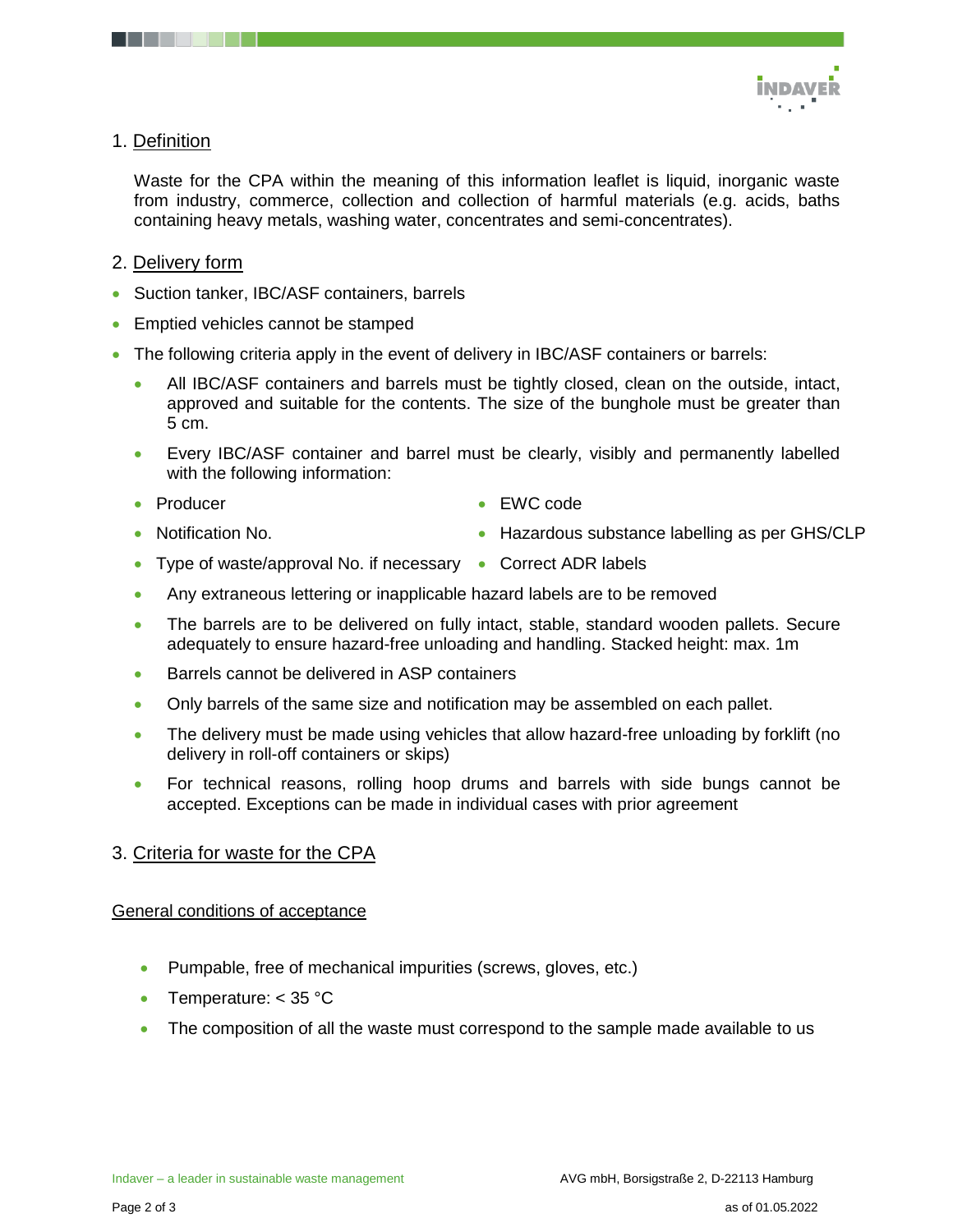## 1. Definition

Waste for the CPA within the meaning of this information leaflet is liquid, inorganic waste from industry, commerce, collection and collection of harmful materials (e.g. acids, baths containing heavy metals, washing water, concentrates and semi-concentrates).

## 2. Delivery form

- Suction tanker, IBC/ASF containers, barrels
- Emptied vehicles cannot be stamped
- The following criteria apply in the event of delivery in IBC/ASF containers or barrels:
  - All IBC/ASF containers and barrels must be tightly closed, clean on the outside, intact, approved and suitable for the contents. The size of the bunghole must be greater than 5 cm.
  - Every IBC/ASF container and barrel must be clearly, visibly and permanently labelled with the following information:
    - Producer
    - Notification No.
    - Type of waste/approval No. if necessary
    - EWC code
    - Hazardous substance labelling as per GHS/CLP
    - Correct ADR labels
  - Any extraneous lettering or inapplicable hazard labels are to be removed
  - The barrels are to be delivered on fully intact, stable, standard wooden pallets. Secure adequately to ensure hazard-free unloading and handling. Stacked height: max. 1m
  - Barrels cannot be delivered in ASP containers
  - Only barrels of the same size and notification may be assembled on each pallet.
  - The delivery must be made using vehicles that allow hazard-free unloading by forklift (no delivery in roll-off containers or skips)
  - For technical reasons, rolling hoop drums and barrels with side bungs cannot be accepted. Exceptions can be made in individual cases with prior agreement

## 3. Criteria for waste for the CPA

### General conditions of acceptance

- Pumpable, free of mechanical impurities (screws, gloves, etc.)
- Temperature: < 35 °C
- The composition of all the waste must correspond to the sample made available to us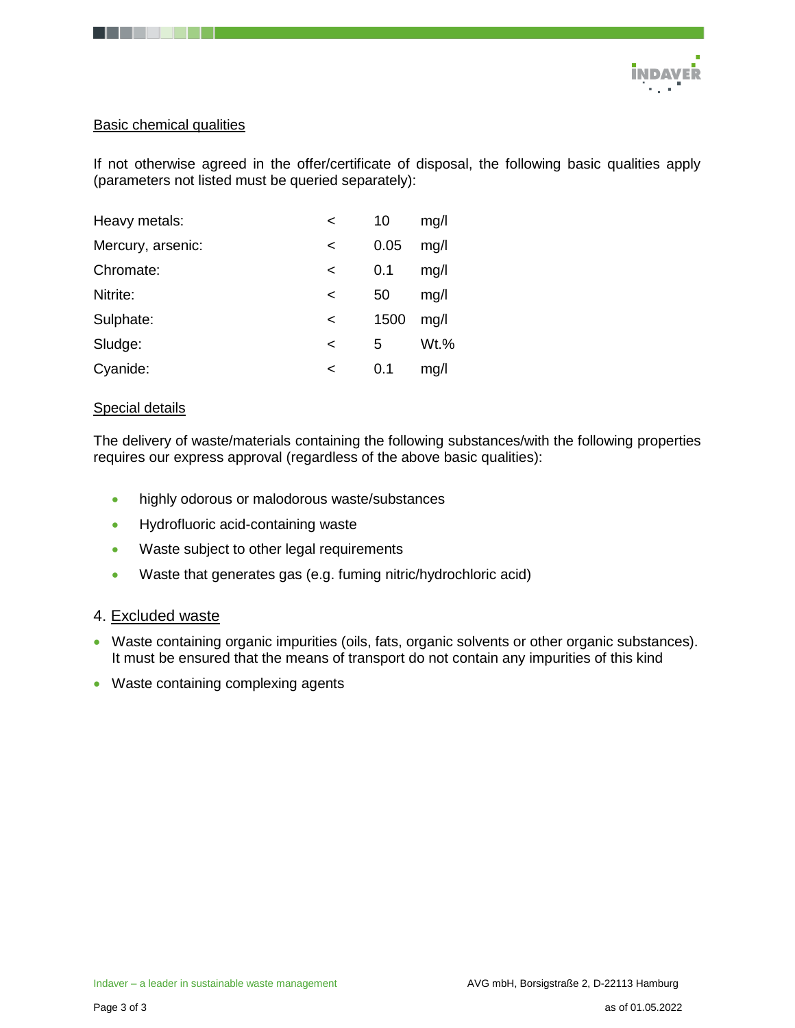Basic chemical qualities

If not otherwise agreed in the offer/certificate of disposal, the following basic qualities apply (parameters not listed must be queried separately):

| | | | |
|---|---|---|---|
| Heavy metals: | < | 10 | mg/l |
| Mercury, arsenic: | < | 0.05 | mg/l |
| Chromate: | < | 0.1 | mg/l |
| Nitrite: | < | 50 | mg/l |
| Sulphate: | < | 1500 | mg/l |
| Sludge: | < | 5 | Wt.% |
| Cyanide: | < | 0.1 | mg/l |

Special details

The delivery of waste/materials containing the following substances/with the following properties requires our express approval (regardless of the above basic qualities):

- highly odorous or malodorous waste/substances
- Hydrofluoric acid-containing waste
- Waste subject to other legal requirements
- Waste that generates gas (e.g. fuming nitric/hydrochloric acid)

## 4. Excluded waste

- Waste containing organic impurities (oils, fats, organic solvents or other organic substances). It must be ensured that the means of transport do not contain any impurities of this kind
- Waste containing complexing agents